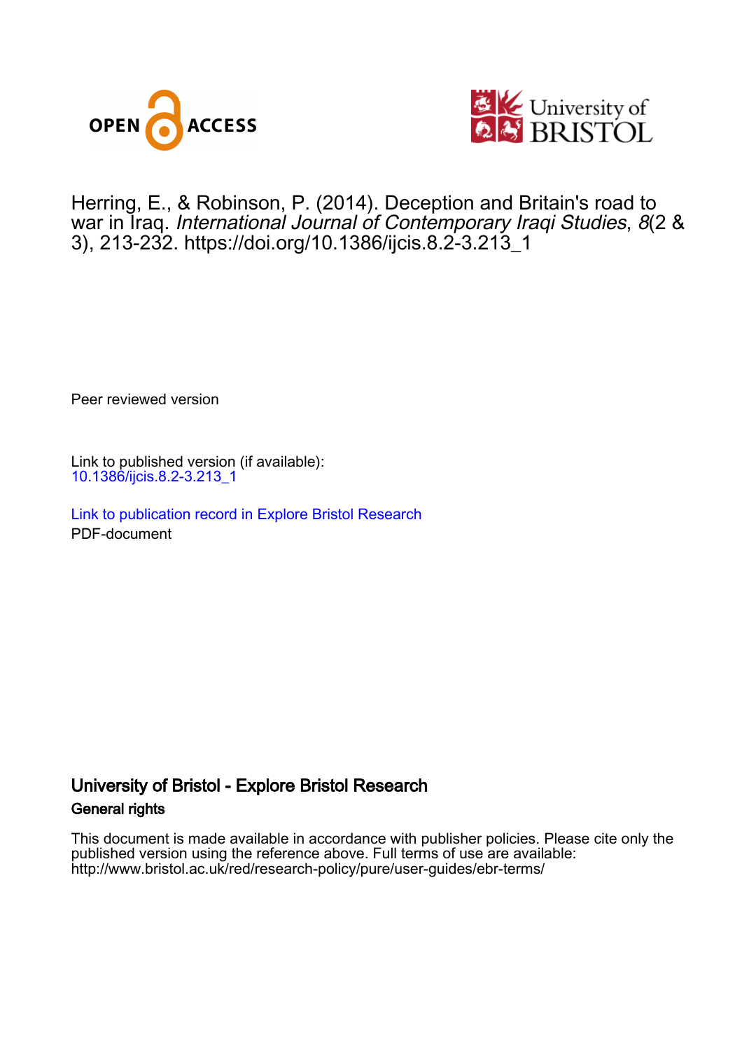Herring, E., & Robinson, P. (2014). Deception and Britain's road to war in Iraq. *International Journal of Contemporary Iraqi Studies*, *8*(2 & 3), 213-232. https://doi.org/10.1386/ijcis.8.2-3.213_1

Peer reviewed version

Link to published version (if available):
10.1386/ijcis.8.2-3.213_1

Link to publication record in Explore Bristol Research
PDF-document

## University of Bristol - Explore Bristol Research

### General rights

This document is made available in accordance with publisher policies. Please cite only the published version using the reference above. Full terms of use are available: http://www.bristol.ac.uk/red/research-policy/pure/user-guides/ebr-terms/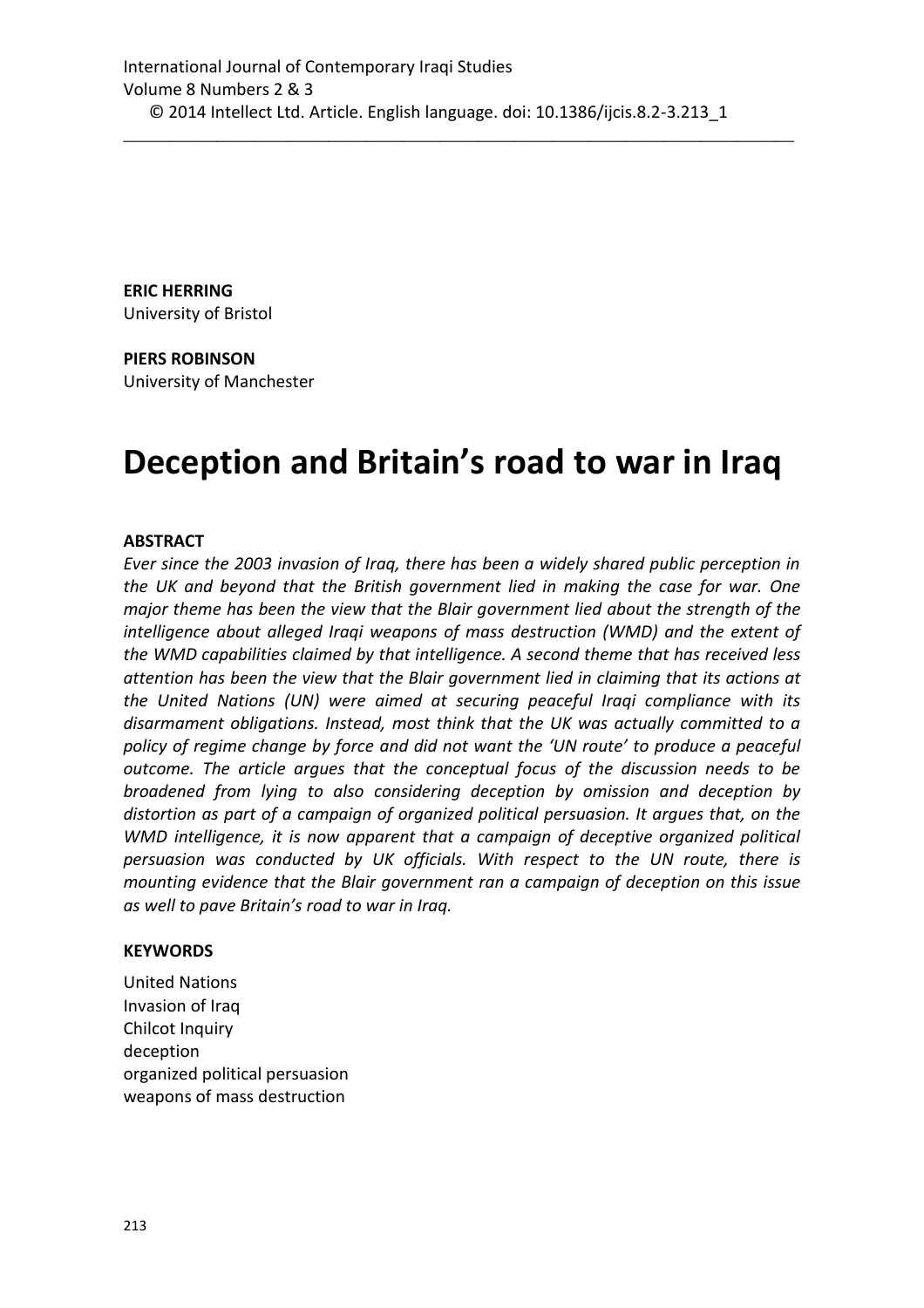**ERIC HERRING**
University of Bristol

**PIERS ROBINSON**
University of Manchester

# Deception and Britain's road to war in Iraq

## ABSTRACT

*Ever since the 2003 invasion of Iraq, there has been a widely shared public perception in the UK and beyond that the British government lied in making the case for war. One major theme has been the view that the Blair government lied about the strength of the intelligence about alleged Iraqi weapons of mass destruction (WMD) and the extent of the WMD capabilities claimed by that intelligence. A second theme that has received less attention has been the view that the Blair government lied in claiming that its actions at the United Nations (UN) were aimed at securing peaceful Iraqi compliance with its disarmament obligations. Instead, most think that the UK was actually committed to a policy of regime change by force and did not want the 'UN route' to produce a peaceful outcome. The article argues that the conceptual focus of the discussion needs to be broadened from lying to also considering deception by omission and deception by distortion as part of a campaign of organized political persuasion. It argues that, on the WMD intelligence, it is now apparent that a campaign of deceptive organized political persuasion was conducted by UK officials. With respect to the UN route, there is mounting evidence that the Blair government ran a campaign of deception on this issue as well to pave Britain's road to war in Iraq.*

## KEYWORDS

United Nations
Invasion of Iraq
Chilcot Inquiry
deception
organized political persuasion
weapons of mass destruction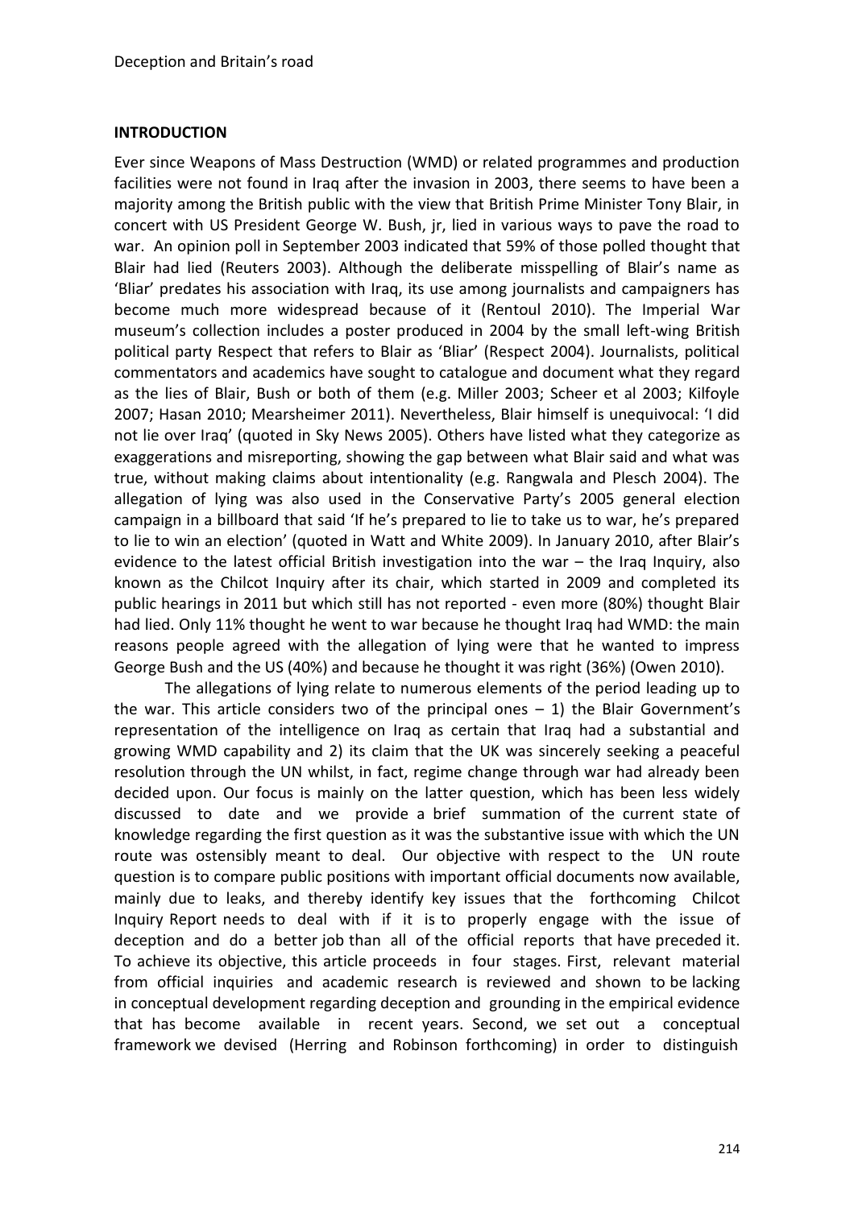**INTRODUCTION**

Ever since Weapons of Mass Destruction (WMD) or related programmes and production facilities were not found in Iraq after the invasion in 2003, there seems to have been a majority among the British public with the view that British Prime Minister Tony Blair, in concert with US President George W. Bush, jr, lied in various ways to pave the road to war. An opinion poll in September 2003 indicated that 59% of those polled thought that Blair had lied (Reuters 2003). Although the deliberate misspelling of Blair's name as 'Bliar' predates his association with Iraq, its use among journalists and campaigners has become much more widespread because of it (Rentoul 2010). The Imperial War museum's collection includes a poster produced in 2004 by the small left-wing British political party Respect that refers to Blair as 'Bliar' (Respect 2004). Journalists, political commentators and academics have sought to catalogue and document what they regard as the lies of Blair, Bush or both of them (e.g. Miller 2003; Scheer et al 2003; Kilfoyle 2007; Hasan 2010; Mearsheimer 2011). Nevertheless, Blair himself is unequivocal: 'I did not lie over Iraq' (quoted in Sky News 2005). Others have listed what they categorize as exaggerations and misreporting, showing the gap between what Blair said and what was true, without making claims about intentionality (e.g. Rangwala and Plesch 2004). The allegation of lying was also used in the Conservative Party's 2005 general election campaign in a billboard that said 'If he's prepared to lie to take us to war, he's prepared to lie to win an election' (quoted in Watt and White 2009). In January 2010, after Blair's evidence to the latest official British investigation into the war – the Iraq Inquiry, also known as the Chilcot Inquiry after its chair, which started in 2009 and completed its public hearings in 2011 but which still has not reported - even more (80%) thought Blair had lied. Only 11% thought he went to war because he thought Iraq had WMD: the main reasons people agreed with the allegation of lying were that he wanted to impress George Bush and the US (40%) and because he thought it was right (36%) (Owen 2010).

The allegations of lying relate to numerous elements of the period leading up to the war. This article considers two of the principal ones – 1) the Blair Government's representation of the intelligence on Iraq as certain that Iraq had a substantial and growing WMD capability and 2) its claim that the UK was sincerely seeking a peaceful resolution through the UN whilst, in fact, regime change through war had already been decided upon. Our focus is mainly on the latter question, which has been less widely discussed to date and we provide a brief summation of the current state of knowledge regarding the first question as it was the substantive issue with which the UN route was ostensibly meant to deal. Our objective with respect to the UN route question is to compare public positions with important official documents now available, mainly due to leaks, and thereby identify key issues that the forthcoming Chilcot Inquiry Report needs to deal with if it is to properly engage with the issue of deception and do a better job than all of the official reports that have preceded it. To achieve its objective, this article proceeds in four stages. First, relevant material from official inquiries and academic research is reviewed and shown to be lacking in conceptual development regarding deception and grounding in the empirical evidence that has become available in recent years. Second, we set out a conceptual framework we devised (Herring and Robinson forthcoming) in order to distinguish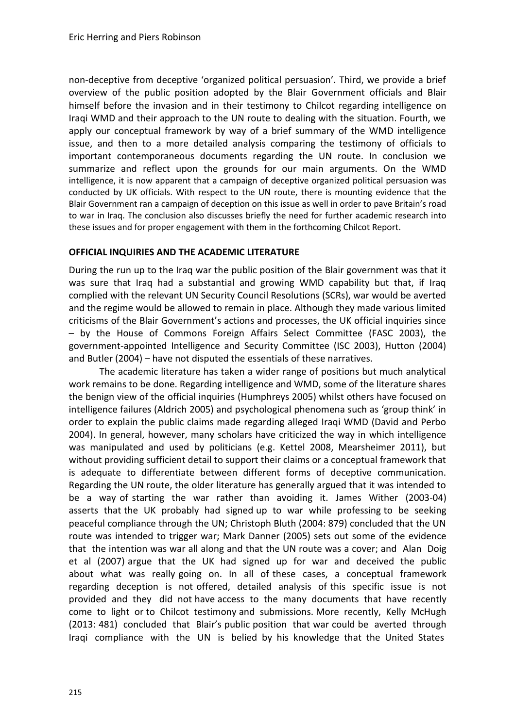non-deceptive from deceptive 'organized political persuasion'. Third, we provide a brief overview of the public position adopted by the Blair Government officials and Blair himself before the invasion and in their testimony to Chilcot regarding intelligence on Iraqi WMD and their approach to the UN route to dealing with the situation. Fourth, we apply our conceptual framework by way of a brief summary of the WMD intelligence issue, and then to a more detailed analysis comparing the testimony of officials to important contemporaneous documents regarding the UN route. In conclusion we summarize and reflect upon the grounds for our main arguments. On the WMD intelligence, it is now apparent that a campaign of deceptive organized political persuasion was conducted by UK officials. With respect to the UN route, there is mounting evidence that the Blair Government ran a campaign of deception on this issue as well in order to pave Britain's road to war in Iraq. The conclusion also discusses briefly the need for further academic research into these issues and for proper engagement with them in the forthcoming Chilcot Report.

## OFFICIAL INQUIRIES AND THE ACADEMIC LITERATURE

During the run up to the Iraq war the public position of the Blair government was that it was sure that Iraq had a substantial and growing WMD capability but that, if Iraq complied with the relevant UN Security Council Resolutions (SCRs), war would be averted and the regime would be allowed to remain in place. Although they made various limited criticisms of the Blair Government's actions and processes, the UK official inquiries since – by the House of Commons Foreign Affairs Select Committee (FASC 2003), the government-appointed Intelligence and Security Committee (ISC 2003), Hutton (2004) and Butler (2004) – have not disputed the essentials of these narratives.

The academic literature has taken a wider range of positions but much analytical work remains to be done. Regarding intelligence and WMD, some of the literature shares the benign view of the official inquiries (Humphreys 2005) whilst others have focused on intelligence failures (Aldrich 2005) and psychological phenomena such as 'group think' in order to explain the public claims made regarding alleged Iraqi WMD (David and Perbo 2004). In general, however, many scholars have criticized the way in which intelligence was manipulated and used by politicians (e.g. Kettel 2008, Mearsheimer 2011), but without providing sufficient detail to support their claims or a conceptual framework that is adequate to differentiate between different forms of deceptive communication. Regarding the UN route, the older literature has generally argued that it was intended to be a way of starting the war rather than avoiding it. James Wither (2003-04) asserts that the UK probably had signed up to war while professing to be seeking peaceful compliance through the UN; Christoph Bluth (2004: 879) concluded that the UN route was intended to trigger war; Mark Danner (2005) sets out some of the evidence that the intention was war all along and that the UN route was a cover; and Alan Doig et al (2007) argue that the UK had signed up for war and deceived the public about what was really going on. In all of these cases, a conceptual framework regarding deception is not offered, detailed analysis of this specific issue is not provided and they did not have access to the many documents that have recently come to light or to Chilcot testimony and submissions. More recently, Kelly McHugh (2013: 481) concluded that Blair's public position that war could be averted through Iraqi compliance with the UN is belied by his knowledge that the United States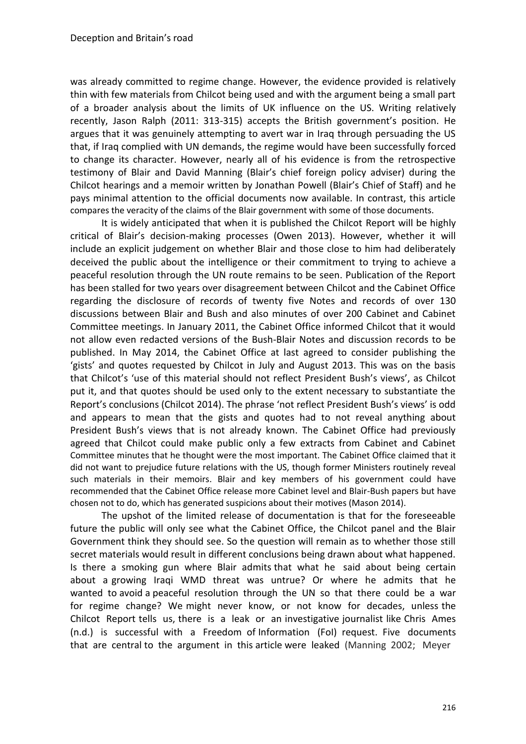was already committed to regime change. However, the evidence provided is relatively thin with few materials from Chilcot being used and with the argument being a small part of a broader analysis about the limits of UK influence on the US. Writing relatively recently, Jason Ralph (2011: 313-315) accepts the British government's position. He argues that it was genuinely attempting to avert war in Iraq through persuading the US that, if Iraq complied with UN demands, the regime would have been successfully forced to change its character. However, nearly all of his evidence is from the retrospective testimony of Blair and David Manning (Blair's chief foreign policy adviser) during the Chilcot hearings and a memoir written by Jonathan Powell (Blair's Chief of Staff) and he pays minimal attention to the official documents now available. In contrast, this article compares the veracity of the claims of the Blair government with some of those documents.

It is widely anticipated that when it is published the Chilcot Report will be highly critical of Blair's decision-making processes (Owen 2013). However, whether it will include an explicit judgement on whether Blair and those close to him had deliberately deceived the public about the intelligence or their commitment to trying to achieve a peaceful resolution through the UN route remains to be seen. Publication of the Report has been stalled for two years over disagreement between Chilcot and the Cabinet Office regarding the disclosure of records of twenty five Notes and records of over 130 discussions between Blair and Bush and also minutes of over 200 Cabinet and Cabinet Committee meetings. In January 2011, the Cabinet Office informed Chilcot that it would not allow even redacted versions of the Bush-Blair Notes and discussion records to be published. In May 2014, the Cabinet Office at last agreed to consider publishing the 'gists' and quotes requested by Chilcot in July and August 2013. This was on the basis that Chilcot's 'use of this material should not reflect President Bush's views', as Chilcot put it, and that quotes should be used only to the extent necessary to substantiate the Report's conclusions (Chilcot 2014). The phrase 'not reflect President Bush's views' is odd and appears to mean that the gists and quotes had to not reveal anything about President Bush's views that is not already known. The Cabinet Office had previously agreed that Chilcot could make public only a few extracts from Cabinet and Cabinet Committee minutes that he thought were the most important. The Cabinet Office claimed that it did not want to prejudice future relations with the US, though former Ministers routinely reveal such materials in their memoirs. Blair and key members of his government could have recommended that the Cabinet Office release more Cabinet level and Blair-Bush papers but have chosen not to do, which has generated suspicions about their motives (Mason 2014).

The upshot of the limited release of documentation is that for the foreseeable future the public will only see what the Cabinet Office, the Chilcot panel and the Blair Government think they should see. So the question will remain as to whether those still secret materials would result in different conclusions being drawn about what happened. Is there a smoking gun where Blair admits that what he said about being certain about a growing Iraqi WMD threat was untrue? Or where he admits that he wanted to avoid a peaceful resolution through the UN so that there could be a war for regime change? We might never know, or not know for decades, unless the Chilcot Report tells us, there is a leak or an investigative journalist like Chris Ames (n.d.) is successful with a Freedom of Information (FoI) request. Five documents that are central to the argument in this article were leaked (Manning 2002; Meyer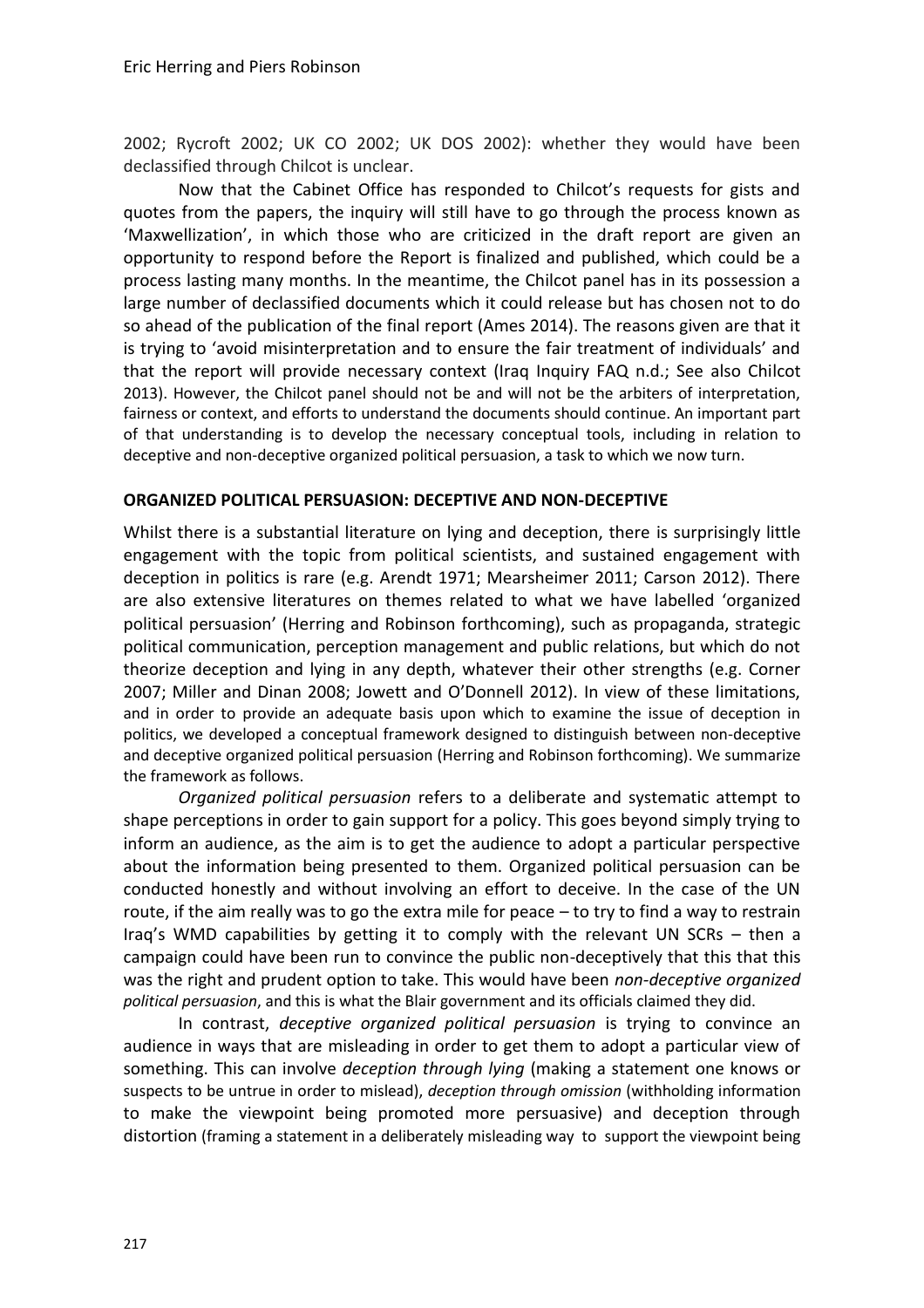2002; Rycroft 2002; UK CO 2002; UK DOS 2002): whether they would have been declassified through Chilcot is unclear.

Now that the Cabinet Office has responded to Chilcot's requests for gists and quotes from the papers, the inquiry will still have to go through the process known as 'Maxwellization', in which those who are criticized in the draft report are given an opportunity to respond before the Report is finalized and published, which could be a process lasting many months. In the meantime, the Chilcot panel has in its possession a large number of declassified documents which it could release but has chosen not to do so ahead of the publication of the final report (Ames 2014). The reasons given are that it is trying to 'avoid misinterpretation and to ensure the fair treatment of individuals' and that the report will provide necessary context (Iraq Inquiry FAQ n.d.; See also Chilcot 2013). However, the Chilcot panel should not be and will not be the arbiters of interpretation, fairness or context, and efforts to understand the documents should continue. An important part of that understanding is to develop the necessary conceptual tools, including in relation to deceptive and non-deceptive organized political persuasion, a task to which we now turn.

## ORGANIZED POLITICAL PERSUASION: DECEPTIVE AND NON-DECEPTIVE

Whilst there is a substantial literature on lying and deception, there is surprisingly little engagement with the topic from political scientists, and sustained engagement with deception in politics is rare (e.g. Arendt 1971; Mearsheimer 2011; Carson 2012). There are also extensive literatures on themes related to what we have labelled 'organized political persuasion' (Herring and Robinson forthcoming), such as propaganda, strategic political communication, perception management and public relations, but which do not theorize deception and lying in any depth, whatever their other strengths (e.g. Corner 2007; Miller and Dinan 2008; Jowett and O'Donnell 2012). In view of these limitations, and in order to provide an adequate basis upon which to examine the issue of deception in politics, we developed a conceptual framework designed to distinguish between non-deceptive and deceptive organized political persuasion (Herring and Robinson forthcoming). We summarize the framework as follows.

*Organized political persuasion* refers to a deliberate and systematic attempt to shape perceptions in order to gain support for a policy. This goes beyond simply trying to inform an audience, as the aim is to get the audience to adopt a particular perspective about the information being presented to them. Organized political persuasion can be conducted honestly and without involving an effort to deceive. In the case of the UN route, if the aim really was to go the extra mile for peace – to try to find a way to restrain Iraq's WMD capabilities by getting it to comply with the relevant UN SCRs – then a campaign could have been run to convince the public non-deceptively that this that this was the right and prudent option to take. This would have been *non-deceptive organized political persuasion*, and this is what the Blair government and its officials claimed they did.

In contrast, *deceptive organized political persuasion* is trying to convince an audience in ways that are misleading in order to get them to adopt a particular view of something. This can involve *deception through lying* (making a statement one knows or suspects to be untrue in order to mislead), *deception through omission* (withholding information to make the viewpoint being promoted more persuasive) and deception through distortion (framing a statement in a deliberately misleading way to support the viewpoint being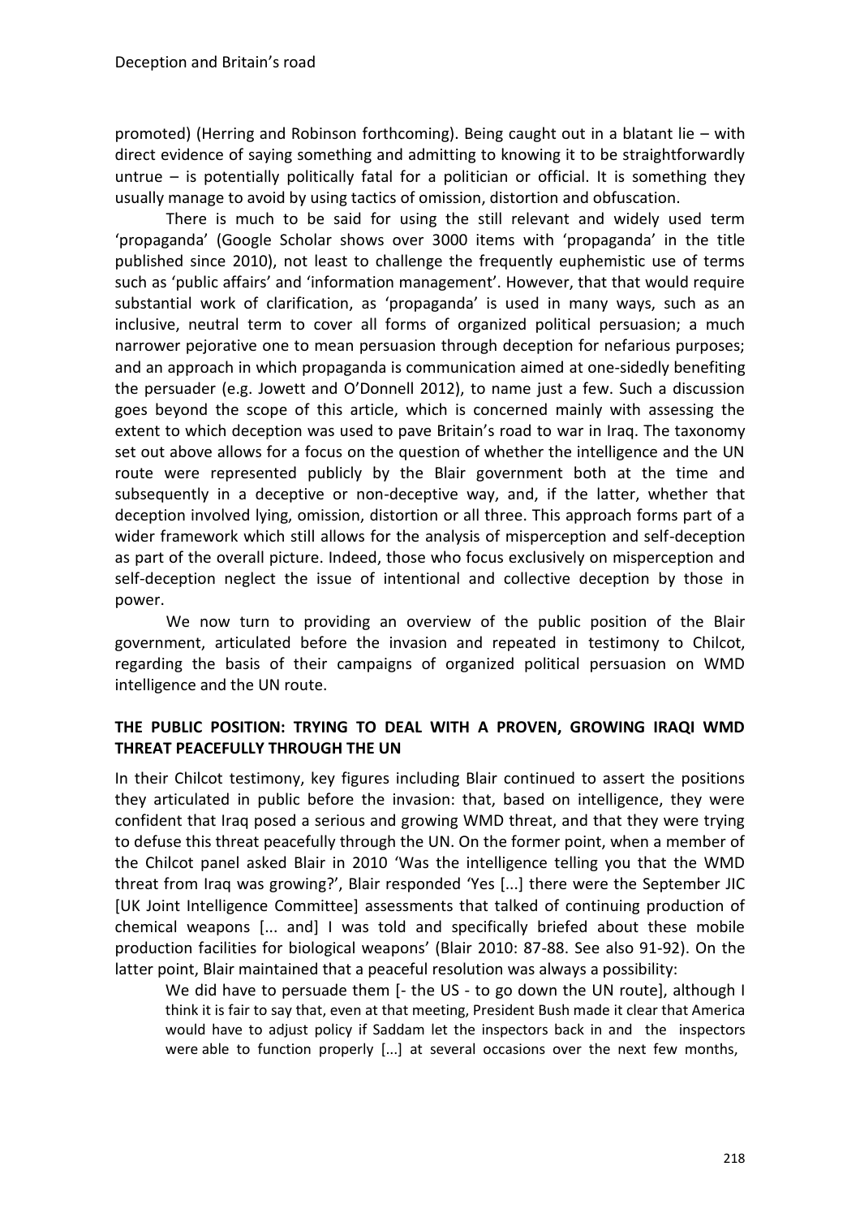promoted) (Herring and Robinson forthcoming). Being caught out in a blatant lie – with direct evidence of saying something and admitting to knowing it to be straightforwardly untrue – is potentially politically fatal for a politician or official. It is something they usually manage to avoid by using tactics of omission, distortion and obfuscation.

There is much to be said for using the still relevant and widely used term 'propaganda' (Google Scholar shows over 3000 items with 'propaganda' in the title published since 2010), not least to challenge the frequently euphemistic use of terms such as 'public affairs' and 'information management'. However, that that would require substantial work of clarification, as 'propaganda' is used in many ways, such as an inclusive, neutral term to cover all forms of organized political persuasion; a much narrower pejorative one to mean persuasion through deception for nefarious purposes; and an approach in which propaganda is communication aimed at one-sidedly benefiting the persuader (e.g. Jowett and O'Donnell 2012), to name just a few. Such a discussion goes beyond the scope of this article, which is concerned mainly with assessing the extent to which deception was used to pave Britain's road to war in Iraq. The taxonomy set out above allows for a focus on the question of whether the intelligence and the UN route were represented publicly by the Blair government both at the time and subsequently in a deceptive or non-deceptive way, and, if the latter, whether that deception involved lying, omission, distortion or all three. This approach forms part of a wider framework which still allows for the analysis of misperception and self-deception as part of the overall picture. Indeed, those who focus exclusively on misperception and self-deception neglect the issue of intentional and collective deception by those in power.

We now turn to providing an overview of the public position of the Blair government, articulated before the invasion and repeated in testimony to Chilcot, regarding the basis of their campaigns of organized political persuasion on WMD intelligence and the UN route.

## THE PUBLIC POSITION: TRYING TO DEAL WITH A PROVEN, GROWING IRAQI WMD THREAT PEACEFULLY THROUGH THE UN

In their Chilcot testimony, key figures including Blair continued to assert the positions they articulated in public before the invasion: that, based on intelligence, they were confident that Iraq posed a serious and growing WMD threat, and that they were trying to defuse this threat peacefully through the UN. On the former point, when a member of the Chilcot panel asked Blair in 2010 'Was the intelligence telling you that the WMD threat from Iraq was growing?', Blair responded 'Yes [...] there were the September JIC [UK Joint Intelligence Committee] assessments that talked of continuing production of chemical weapons [... and] I was told and specifically briefed about these mobile production facilities for biological weapons' (Blair 2010: 87-88. See also 91-92). On the latter point, Blair maintained that a peaceful resolution was always a possibility:

> We did have to persuade them [- the US - to go down the UN route], although I think it is fair to say that, even at that meeting, President Bush made it clear that America would have to adjust policy if Saddam let the inspectors back in and the inspectors were able to function properly [...] at several occasions over the next few months,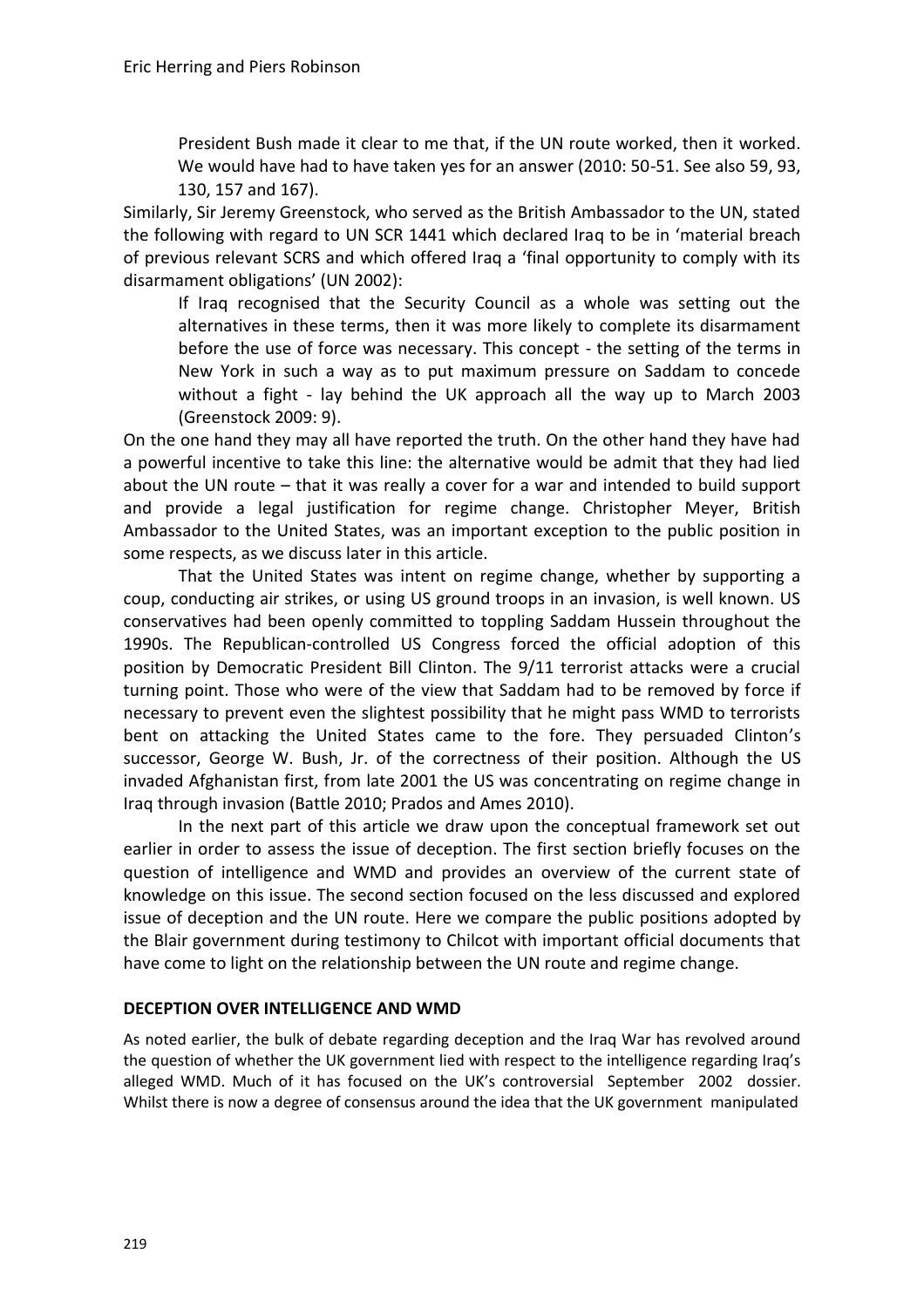> President Bush made it clear to me that, if the UN route worked, then it worked. We would have had to have taken yes for an answer (2010: 50-51. See also 59, 93, 130, 157 and 167).

Similarly, Sir Jeremy Greenstock, who served as the British Ambassador to the UN, stated the following with regard to UN SCR 1441 which declared Iraq to be in 'material breach of previous relevant SCRS and which offered Iraq a 'final opportunity to comply with its disarmament obligations' (UN 2002):

> If Iraq recognised that the Security Council as a whole was setting out the alternatives in these terms, then it was more likely to complete its disarmament before the use of force was necessary. This concept - the setting of the terms in New York in such a way as to put maximum pressure on Saddam to concede without a fight - lay behind the UK approach all the way up to March 2003 (Greenstock 2009: 9).

On the one hand they may all have reported the truth. On the other hand they have had a powerful incentive to take this line: the alternative would be admit that they had lied about the UN route – that it was really a cover for a war and intended to build support and provide a legal justification for regime change. Christopher Meyer, British Ambassador to the United States, was an important exception to the public position in some respects, as we discuss later in this article.

That the United States was intent on regime change, whether by supporting a coup, conducting air strikes, or using US ground troops in an invasion, is well known. US conservatives had been openly committed to toppling Saddam Hussein throughout the 1990s. The Republican-controlled US Congress forced the official adoption of this position by Democratic President Bill Clinton. The 9/11 terrorist attacks were a crucial turning point. Those who were of the view that Saddam had to be removed by force if necessary to prevent even the slightest possibility that he might pass WMD to terrorists bent on attacking the United States came to the fore. They persuaded Clinton's successor, George W. Bush, Jr. of the correctness of their position. Although the US invaded Afghanistan first, from late 2001 the US was concentrating on regime change in Iraq through invasion (Battle 2010; Prados and Ames 2010).

In the next part of this article we draw upon the conceptual framework set out earlier in order to assess the issue of deception. The first section briefly focuses on the question of intelligence and WMD and provides an overview of the current state of knowledge on this issue. The second section focused on the less discussed and explored issue of deception and the UN route. Here we compare the public positions adopted by the Blair government during testimony to Chilcot with important official documents that have come to light on the relationship between the UN route and regime change.

## DECEPTION OVER INTELLIGENCE AND WMD

As noted earlier, the bulk of debate regarding deception and the Iraq War has revolved around the question of whether the UK government lied with respect to the intelligence regarding Iraq's alleged WMD. Much of it has focused on the UK's controversial September 2002 dossier. Whilst there is now a degree of consensus around the idea that the UK government manipulated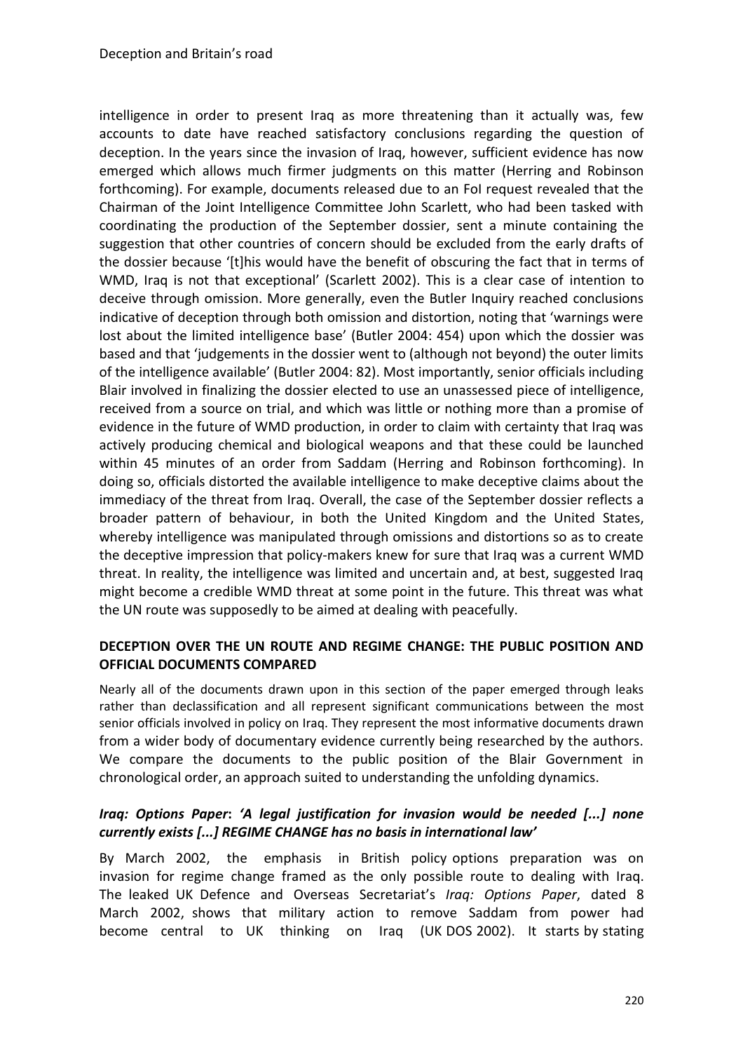intelligence in order to present Iraq as more threatening than it actually was, few accounts to date have reached satisfactory conclusions regarding the question of deception. In the years since the invasion of Iraq, however, sufficient evidence has now emerged which allows much firmer judgments on this matter (Herring and Robinson forthcoming). For example, documents released due to an FoI request revealed that the Chairman of the Joint Intelligence Committee John Scarlett, who had been tasked with coordinating the production of the September dossier, sent a minute containing the suggestion that other countries of concern should be excluded from the early drafts of the dossier because '[t]his would have the benefit of obscuring the fact that in terms of WMD, Iraq is not that exceptional' (Scarlett 2002). This is a clear case of intention to deceive through omission. More generally, even the Butler Inquiry reached conclusions indicative of deception through both omission and distortion, noting that 'warnings were lost about the limited intelligence base' (Butler 2004: 454) upon which the dossier was based and that 'judgements in the dossier went to (although not beyond) the outer limits of the intelligence available' (Butler 2004: 82). Most importantly, senior officials including Blair involved in finalizing the dossier elected to use an unassessed piece of intelligence, received from a source on trial, and which was little or nothing more than a promise of evidence in the future of WMD production, in order to claim with certainty that Iraq was actively producing chemical and biological weapons and that these could be launched within 45 minutes of an order from Saddam (Herring and Robinson forthcoming). In doing so, officials distorted the available intelligence to make deceptive claims about the immediacy of the threat from Iraq. Overall, the case of the September dossier reflects a broader pattern of behaviour, in both the United Kingdom and the United States, whereby intelligence was manipulated through omissions and distortions so as to create the deceptive impression that policy-makers knew for sure that Iraq was a current WMD threat. In reality, the intelligence was limited and uncertain and, at best, suggested Iraq might become a credible WMD threat at some point in the future. This threat was what the UN route was supposedly to be aimed at dealing with peacefully.

## DECEPTION OVER THE UN ROUTE AND REGIME CHANGE: THE PUBLIC POSITION AND OFFICIAL DOCUMENTS COMPARED

Nearly all of the documents drawn upon in this section of the paper emerged through leaks rather than declassification and all represent significant communications between the most senior officials involved in policy on Iraq. They represent the most informative documents drawn from a wider body of documentary evidence currently being researched by the authors. We compare the documents to the public position of the Blair Government in chronological order, an approach suited to understanding the unfolding dynamics.

### *Iraq: Options Paper*: *'A legal justification for invasion would be needed [...] none currently exists [...] REGIME CHANGE has no basis in international law'*

By March 2002, the emphasis in British policy options preparation was on invasion for regime change framed as the only possible route to dealing with Iraq. The leaked UK Defence and Overseas Secretariat's *Iraq: Options Paper*, dated 8 March 2002, shows that military action to remove Saddam from power had become central to UK thinking on Iraq (UK DOS 2002). It starts by stating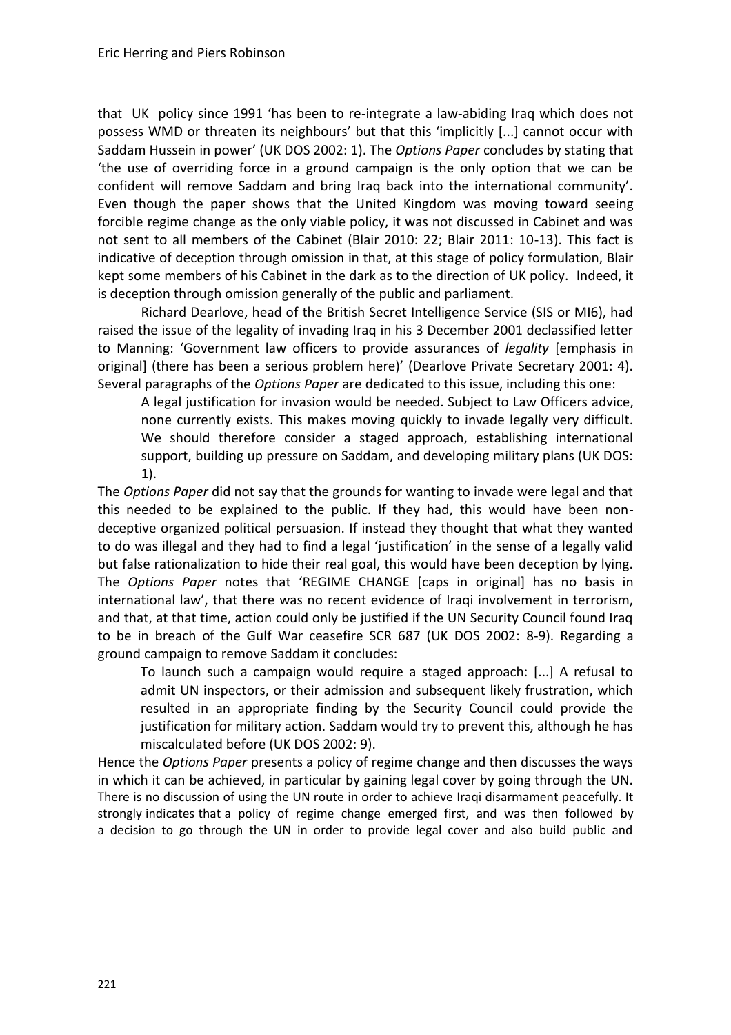that UK policy since 1991 'has been to re-integrate a law-abiding Iraq which does not possess WMD or threaten its neighbours' but that this 'implicitly [...] cannot occur with Saddam Hussein in power' (UK DOS 2002: 1). The *Options Paper* concludes by stating that 'the use of overriding force in a ground campaign is the only option that we can be confident will remove Saddam and bring Iraq back into the international community'. Even though the paper shows that the United Kingdom was moving toward seeing forcible regime change as the only viable policy, it was not discussed in Cabinet and was not sent to all members of the Cabinet (Blair 2010: 22; Blair 2011: 10-13). This fact is indicative of deception through omission in that, at this stage of policy formulation, Blair kept some members of his Cabinet in the dark as to the direction of UK policy. Indeed, it is deception through omission generally of the public and parliament.

Richard Dearlove, head of the British Secret Intelligence Service (SIS or MI6), had raised the issue of the legality of invading Iraq in his 3 December 2001 declassified letter to Manning: 'Government law officers to provide assurances of *legality* [emphasis in original] (there has been a serious problem here)' (Dearlove Private Secretary 2001: 4). Several paragraphs of the *Options Paper* are dedicated to this issue, including this one:

> A legal justification for invasion would be needed. Subject to Law Officers advice, none currently exists. This makes moving quickly to invade legally very difficult. We should therefore consider a staged approach, establishing international support, building up pressure on Saddam, and developing military plans (UK DOS: 1).

The *Options Paper* did not say that the grounds for wanting to invade were legal and that this needed to be explained to the public. If they had, this would have been non-deceptive organized political persuasion. If instead they thought that what they wanted to do was illegal and they had to find a legal 'justification' in the sense of a legally valid but false rationalization to hide their real goal, this would have been deception by lying. The *Options Paper* notes that 'REGIME CHANGE [caps in original] has no basis in international law', that there was no recent evidence of Iraqi involvement in terrorism, and that, at that time, action could only be justified if the UN Security Council found Iraq to be in breach of the Gulf War ceasefire SCR 687 (UK DOS 2002: 8-9). Regarding a ground campaign to remove Saddam it concludes:

> To launch such a campaign would require a staged approach: [...] A refusal to admit UN inspectors, or their admission and subsequent likely frustration, which resulted in an appropriate finding by the Security Council could provide the justification for military action. Saddam would try to prevent this, although he has miscalculated before (UK DOS 2002: 9).

Hence the *Options Paper* presents a policy of regime change and then discusses the ways in which it can be achieved, in particular by gaining legal cover by going through the UN. There is no discussion of using the UN route in order to achieve Iraqi disarmament peacefully. It strongly indicates that a policy of regime change emerged first, and was then followed by a decision to go through the UN in order to provide legal cover and also build public and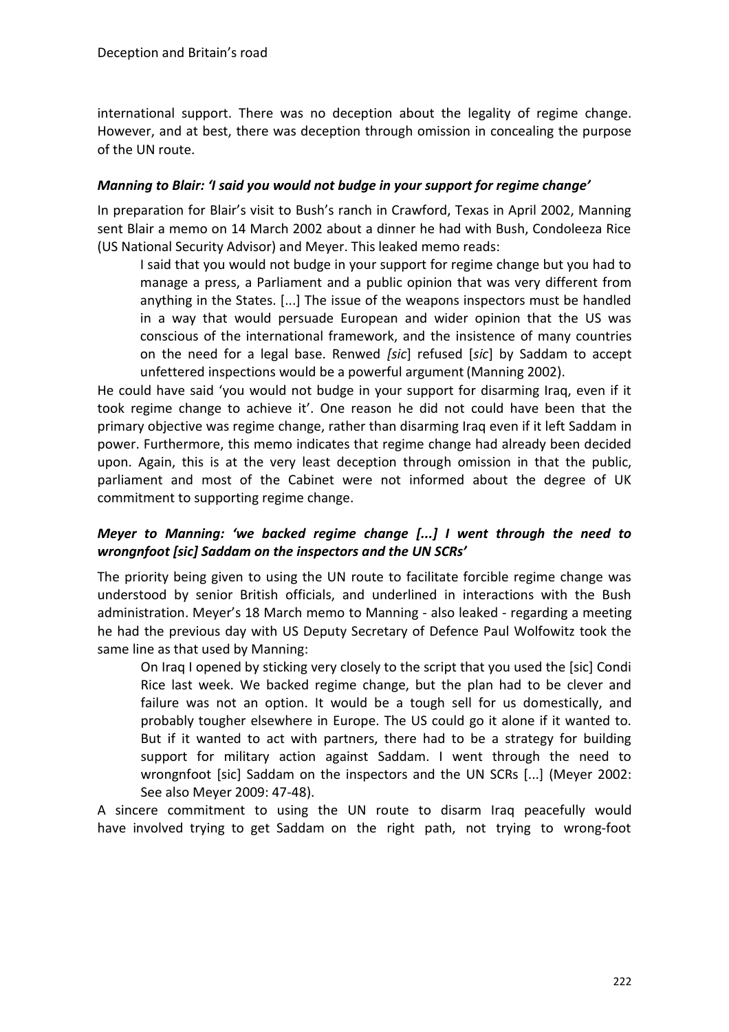international support. There was no deception about the legality of regime change. However, and at best, there was deception through omission in concealing the purpose of the UN route.

### *Manning to Blair: 'I said you would not budge in your support for regime change'*

In preparation for Blair's visit to Bush's ranch in Crawford, Texas in April 2002, Manning sent Blair a memo on 14 March 2002 about a dinner he had with Bush, Condoleeza Rice (US National Security Advisor) and Meyer. This leaked memo reads:

> I said that you would not budge in your support for regime change but you had to manage a press, a Parliament and a public opinion that was very different from anything in the States. [...] The issue of the weapons inspectors must be handled in a way that would persuade European and wider opinion that the US was conscious of the international framework, and the insistence of many countries on the need for a legal base. Renwed *[sic]* refused [*sic*] by Saddam to accept unfettered inspections would be a powerful argument (Manning 2002).

He could have said 'you would not budge in your support for disarming Iraq, even if it took regime change to achieve it'. One reason he did not could have been that the primary objective was regime change, rather than disarming Iraq even if it left Saddam in power. Furthermore, this memo indicates that regime change had already been decided upon. Again, this is at the very least deception through omission in that the public, parliament and most of the Cabinet were not informed about the degree of UK commitment to supporting regime change.

### *Meyer to Manning: 'we backed regime change [...] I went through the need to wrongnfoot [sic] Saddam on the inspectors and the UN SCRs'*

The priority being given to using the UN route to facilitate forcible regime change was understood by senior British officials, and underlined in interactions with the Bush administration. Meyer's 18 March memo to Manning - also leaked - regarding a meeting he had the previous day with US Deputy Secretary of Defence Paul Wolfowitz took the same line as that used by Manning:

> On Iraq I opened by sticking very closely to the script that you used the [sic] Condi Rice last week. We backed regime change, but the plan had to be clever and failure was not an option. It would be a tough sell for us domestically, and probably tougher elsewhere in Europe. The US could go it alone if it wanted to. But if it wanted to act with partners, there had to be a strategy for building support for military action against Saddam. I went through the need to wrongnfoot [sic] Saddam on the inspectors and the UN SCRs [...] (Meyer 2002: See also Meyer 2009: 47-48).

A sincere commitment to using the UN route to disarm Iraq peacefully would have involved trying to get Saddam on the right path, not trying to wrong-foot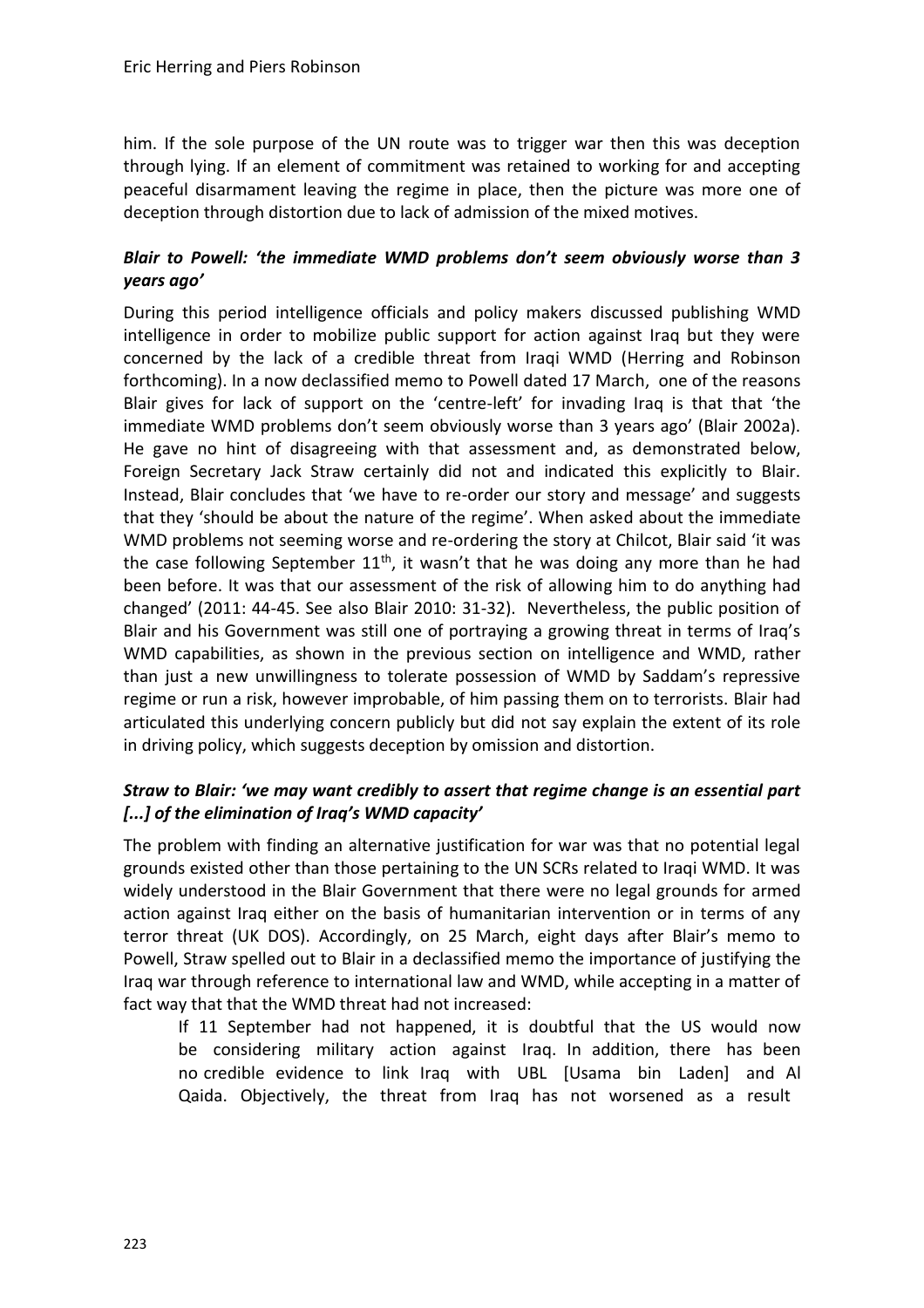him. If the sole purpose of the UN route was to trigger war then this was deception through lying. If an element of commitment was retained to working for and accepting peaceful disarmament leaving the regime in place, then the picture was more one of deception through distortion due to lack of admission of the mixed motives.

### *Blair to Powell: 'the immediate WMD problems don't seem obviously worse than 3 years ago'*

During this period intelligence officials and policy makers discussed publishing WMD intelligence in order to mobilize public support for action against Iraq but they were concerned by the lack of a credible threat from Iraqi WMD (Herring and Robinson forthcoming). In a now declassified memo to Powell dated 17 March, one of the reasons Blair gives for lack of support on the 'centre-left' for invading Iraq is that that 'the immediate WMD problems don't seem obviously worse than 3 years ago' (Blair 2002a). He gave no hint of disagreeing with that assessment and, as demonstrated below, Foreign Secretary Jack Straw certainly did not and indicated this explicitly to Blair. Instead, Blair concludes that 'we have to re-order our story and message' and suggests that they 'should be about the nature of the regime'. When asked about the immediate WMD problems not seeming worse and re-ordering the story at Chilcot, Blair said 'it was the case following September 11th, it wasn't that he was doing any more than he had been before. It was that our assessment of the risk of allowing him to do anything had changed' (2011: 44-45. See also Blair 2010: 31-32). Nevertheless, the public position of Blair and his Government was still one of portraying a growing threat in terms of Iraq's WMD capabilities, as shown in the previous section on intelligence and WMD, rather than just a new unwillingness to tolerate possession of WMD by Saddam's repressive regime or run a risk, however improbable, of him passing them on to terrorists. Blair had articulated this underlying concern publicly but did not say explain the extent of its role in driving policy, which suggests deception by omission and distortion.

### *Straw to Blair: 'we may want credibly to assert that regime change is an essential part [...] of the elimination of Iraq's WMD capacity'*

The problem with finding an alternative justification for war was that no potential legal grounds existed other than those pertaining to the UN SCRs related to Iraqi WMD. It was widely understood in the Blair Government that there were no legal grounds for armed action against Iraq either on the basis of humanitarian intervention or in terms of any terror threat (UK DOS). Accordingly, on 25 March, eight days after Blair's memo to Powell, Straw spelled out to Blair in a declassified memo the importance of justifying the Iraq war through reference to international law and WMD, while accepting in a matter of fact way that that the WMD threat had not increased:

> If 11 September had not happened, it is doubtful that the US would now be considering military action against Iraq. In addition, there has been no credible evidence to link Iraq with UBL [Usama bin Laden] and Al Qaida. Objectively, the threat from Iraq has not worsened as a result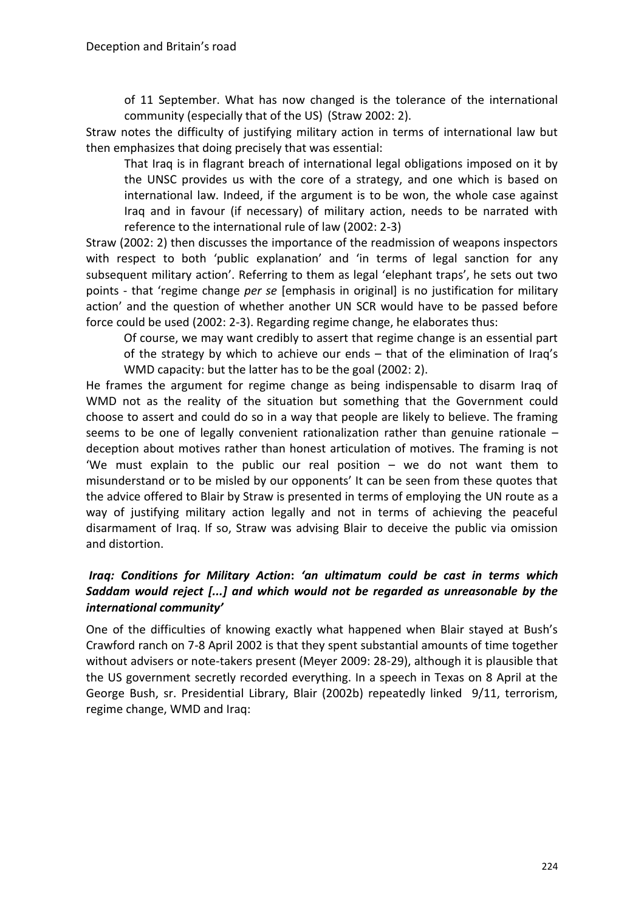of 11 September. What has now changed is the tolerance of the international community (especially that of the US) (Straw 2002: 2).

Straw notes the difficulty of justifying military action in terms of international law but then emphasizes that doing precisely that was essential:

> That Iraq is in flagrant breach of international legal obligations imposed on it by the UNSC provides us with the core of a strategy, and one which is based on international law. Indeed, if the argument is to be won, the whole case against Iraq and in favour (if necessary) of military action, needs to be narrated with reference to the international rule of law (2002: 2-3)

Straw (2002: 2) then discusses the importance of the readmission of weapons inspectors with respect to both 'public explanation' and 'in terms of legal sanction for any subsequent military action'. Referring to them as legal 'elephant traps', he sets out two points - that 'regime change *per se* [emphasis in original] is no justification for military action' and the question of whether another UN SCR would have to be passed before force could be used (2002: 2-3). Regarding regime change, he elaborates thus:

> Of course, we may want credibly to assert that regime change is an essential part of the strategy by which to achieve our ends – that of the elimination of Iraq's WMD capacity: but the latter has to be the goal (2002: 2).

He frames the argument for regime change as being indispensable to disarm Iraq of WMD not as the reality of the situation but something that the Government could choose to assert and could do so in a way that people are likely to believe. The framing seems to be one of legally convenient rationalization rather than genuine rationale – deception about motives rather than honest articulation of motives. The framing is not 'We must explain to the public our real position – we do not want them to misunderstand or to be misled by our opponents' It can be seen from these quotes that the advice offered to Blair by Straw is presented in terms of employing the UN route as a way of justifying military action legally and not in terms of achieving the peaceful disarmament of Iraq. If so, Straw was advising Blair to deceive the public via omission and distortion.

### *Iraq: Conditions for Military Action*: *'an ultimatum could be cast in terms which Saddam would reject [...] and which would not be regarded as unreasonable by the international community'*

One of the difficulties of knowing exactly what happened when Blair stayed at Bush's Crawford ranch on 7-8 April 2002 is that they spent substantial amounts of time together without advisers or note-takers present (Meyer 2009: 28-29), although it is plausible that the US government secretly recorded everything. In a speech in Texas on 8 April at the George Bush, sr. Presidential Library, Blair (2002b) repeatedly linked 9/11, terrorism, regime change, WMD and Iraq: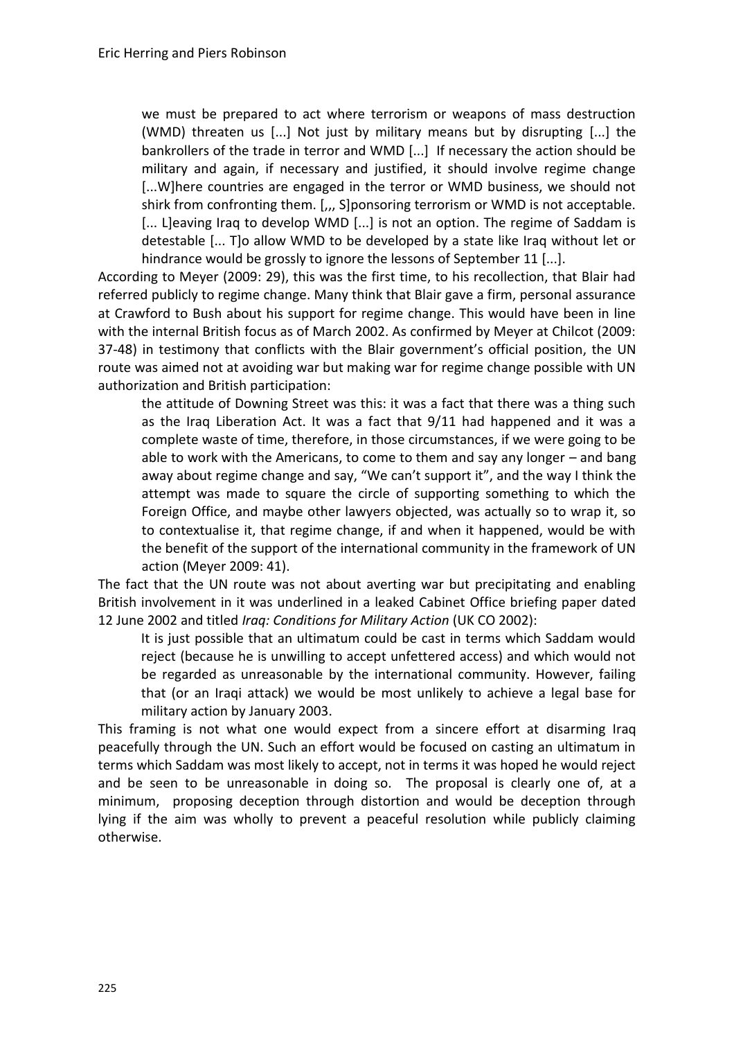> we must be prepared to act where terrorism or weapons of mass destruction (WMD) threaten us [...] Not just by military means but by disrupting [...] the bankrollers of the trade in terror and WMD [...] If necessary the action should be military and again, if necessary and justified, it should involve regime change [...W]here countries are engaged in the terror or WMD business, we should not shirk from confronting them. [,,, S]ponsoring terrorism or WMD is not acceptable. [... L]eaving Iraq to develop WMD [...] is not an option. The regime of Saddam is detestable [... T]o allow WMD to be developed by a state like Iraq without let or hindrance would be grossly to ignore the lessons of September 11 [...].

According to Meyer (2009: 29), this was the first time, to his recollection, that Blair had referred publicly to regime change. Many think that Blair gave a firm, personal assurance at Crawford to Bush about his support for regime change. This would have been in line with the internal British focus as of March 2002. As confirmed by Meyer at Chilcot (2009: 37-48) in testimony that conflicts with the Blair government's official position, the UN route was aimed not at avoiding war but making war for regime change possible with UN authorization and British participation:

> the attitude of Downing Street was this: it was a fact that there was a thing such as the Iraq Liberation Act. It was a fact that 9/11 had happened and it was a complete waste of time, therefore, in those circumstances, if we were going to be able to work with the Americans, to come to them and say any longer – and bang away about regime change and say, "We can't support it", and the way I think the attempt was made to square the circle of supporting something to which the Foreign Office, and maybe other lawyers objected, was actually so to wrap it, so to contextualise it, that regime change, if and when it happened, would be with the benefit of the support of the international community in the framework of UN action (Meyer 2009: 41).

The fact that the UN route was not about averting war but precipitating and enabling British involvement in it was underlined in a leaked Cabinet Office briefing paper dated 12 June 2002 and titled *Iraq: Conditions for Military Action* (UK CO 2002):

> It is just possible that an ultimatum could be cast in terms which Saddam would reject (because he is unwilling to accept unfettered access) and which would not be regarded as unreasonable by the international community. However, failing that (or an Iraqi attack) we would be most unlikely to achieve a legal base for military action by January 2003.

This framing is not what one would expect from a sincere effort at disarming Iraq peacefully through the UN. Such an effort would be focused on casting an ultimatum in terms which Saddam was most likely to accept, not in terms it was hoped he would reject and be seen to be unreasonable in doing so. The proposal is clearly one of, at a minimum, proposing deception through distortion and would be deception through lying if the aim was wholly to prevent a peaceful resolution while publicly claiming otherwise.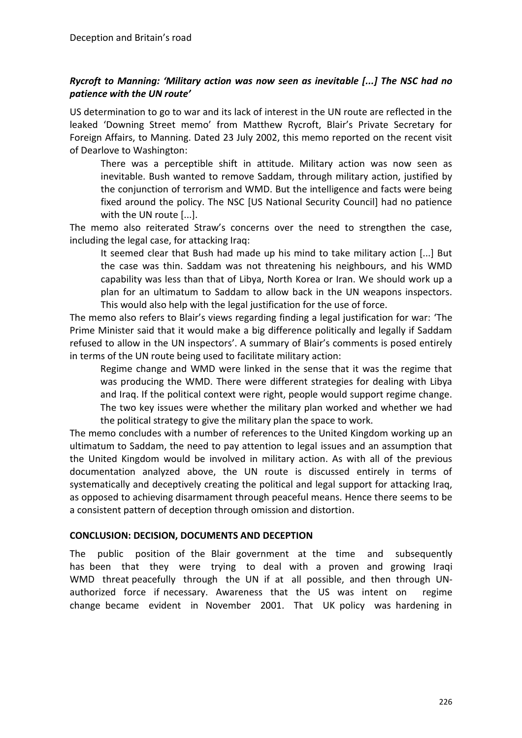### *Rycroft to Manning: 'Military action was now seen as inevitable [...] The NSC had no patience with the UN route'*

US determination to go to war and its lack of interest in the UN route are reflected in the leaked 'Downing Street memo' from Matthew Rycroft, Blair's Private Secretary for Foreign Affairs, to Manning. Dated 23 July 2002, this memo reported on the recent visit of Dearlove to Washington:

> There was a perceptible shift in attitude. Military action was now seen as inevitable. Bush wanted to remove Saddam, through military action, justified by the conjunction of terrorism and WMD. But the intelligence and facts were being fixed around the policy. The NSC [US National Security Council] had no patience with the UN route [...].

The memo also reiterated Straw's concerns over the need to strengthen the case, including the legal case, for attacking Iraq:

> It seemed clear that Bush had made up his mind to take military action [...] But the case was thin. Saddam was not threatening his neighbours, and his WMD capability was less than that of Libya, North Korea or Iran. We should work up a plan for an ultimatum to Saddam to allow back in the UN weapons inspectors. This would also help with the legal justification for the use of force.

The memo also refers to Blair's views regarding finding a legal justification for war: 'The Prime Minister said that it would make a big difference politically and legally if Saddam refused to allow in the UN inspectors'. A summary of Blair's comments is posed entirely in terms of the UN route being used to facilitate military action:

> Regime change and WMD were linked in the sense that it was the regime that was producing the WMD. There were different strategies for dealing with Libya and Iraq. If the political context were right, people would support regime change. The two key issues were whether the military plan worked and whether we had the political strategy to give the military plan the space to work.

The memo concludes with a number of references to the United Kingdom working up an ultimatum to Saddam, the need to pay attention to legal issues and an assumption that the United Kingdom would be involved in military action. As with all of the previous documentation analyzed above, the UN route is discussed entirely in terms of systematically and deceptively creating the political and legal support for attacking Iraq, as opposed to achieving disarmament through peaceful means. Hence there seems to be a consistent pattern of deception through omission and distortion.

## CONCLUSION: DECISION, DOCUMENTS AND DECEPTION

The public position of the Blair government at the time and subsequently has been that they were trying to deal with a proven and growing Iraqi WMD threat peacefully through the UN if at all possible, and then through UN-authorized force if necessary. Awareness that the US was intent on regime change became evident in November 2001. That UK policy was hardening in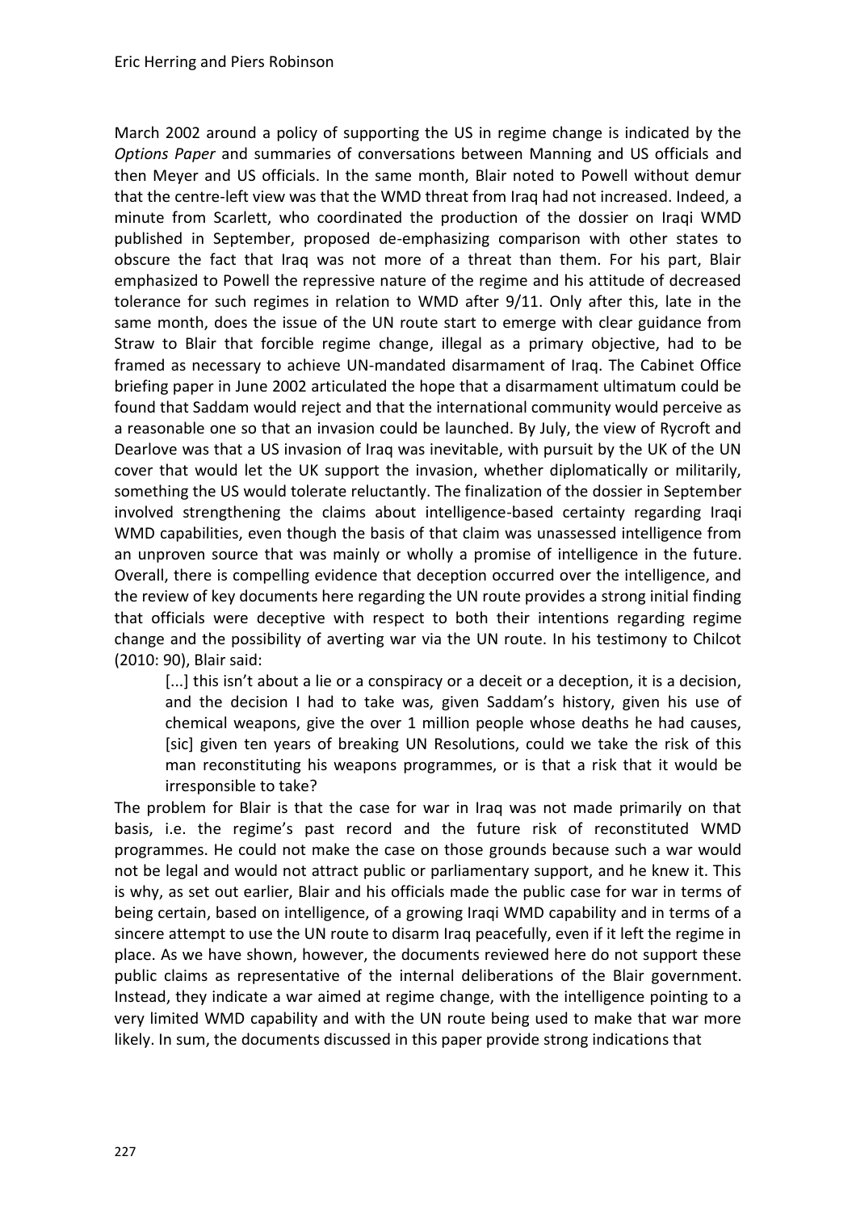March 2002 around a policy of supporting the US in regime change is indicated by the *Options Paper* and summaries of conversations between Manning and US officials and then Meyer and US officials. In the same month, Blair noted to Powell without demur that the centre-left view was that the WMD threat from Iraq had not increased. Indeed, a minute from Scarlett, who coordinated the production of the dossier on Iraqi WMD published in September, proposed de-emphasizing comparison with other states to obscure the fact that Iraq was not more of a threat than them. For his part, Blair emphasized to Powell the repressive nature of the regime and his attitude of decreased tolerance for such regimes in relation to WMD after 9/11. Only after this, late in the same month, does the issue of the UN route start to emerge with clear guidance from Straw to Blair that forcible regime change, illegal as a primary objective, had to be framed as necessary to achieve UN-mandated disarmament of Iraq. The Cabinet Office briefing paper in June 2002 articulated the hope that a disarmament ultimatum could be found that Saddam would reject and that the international community would perceive as a reasonable one so that an invasion could be launched. By July, the view of Rycroft and Dearlove was that a US invasion of Iraq was inevitable, with pursuit by the UK of the UN cover that would let the UK support the invasion, whether diplomatically or militarily, something the US would tolerate reluctantly. The finalization of the dossier in September involved strengthening the claims about intelligence-based certainty regarding Iraqi WMD capabilities, even though the basis of that claim was unassessed intelligence from an unproven source that was mainly or wholly a promise of intelligence in the future. Overall, there is compelling evidence that deception occurred over the intelligence, and the review of key documents here regarding the UN route provides a strong initial finding that officials were deceptive with respect to both their intentions regarding regime change and the possibility of averting war via the UN route. In his testimony to Chilcot (2010: 90), Blair said:

> [...] this isn't about a lie or a conspiracy or a deceit or a deception, it is a decision, and the decision I had to take was, given Saddam's history, given his use of chemical weapons, give the over 1 million people whose deaths he had causes, [sic] given ten years of breaking UN Resolutions, could we take the risk of this man reconstituting his weapons programmes, or is that a risk that it would be irresponsible to take?

The problem for Blair is that the case for war in Iraq was not made primarily on that basis, i.e. the regime's past record and the future risk of reconstituted WMD programmes. He could not make the case on those grounds because such a war would not be legal and would not attract public or parliamentary support, and he knew it. This is why, as set out earlier, Blair and his officials made the public case for war in terms of being certain, based on intelligence, of a growing Iraqi WMD capability and in terms of a sincere attempt to use the UN route to disarm Iraq peacefully, even if it left the regime in place. As we have shown, however, the documents reviewed here do not support these public claims as representative of the internal deliberations of the Blair government. Instead, they indicate a war aimed at regime change, with the intelligence pointing to a very limited WMD capability and with the UN route being used to make that war more likely. In sum, the documents discussed in this paper provide strong indications that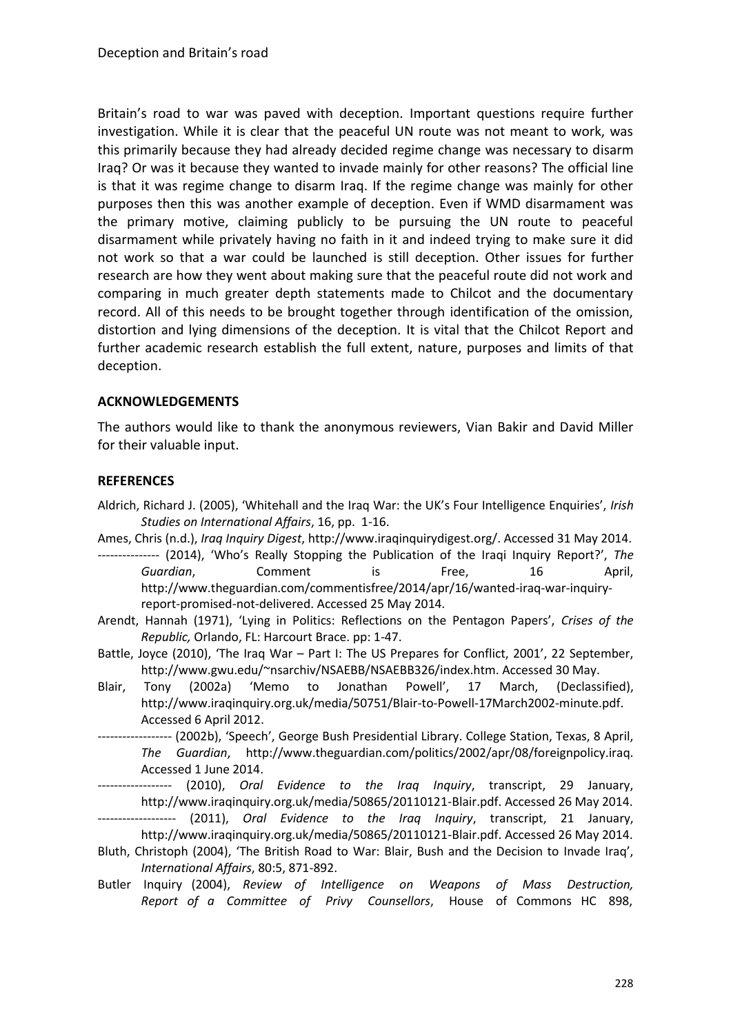Britain's road to war was paved with deception. Important questions require further investigation. While it is clear that the peaceful UN route was not meant to work, was this primarily because they had already decided regime change was necessary to disarm Iraq? Or was it because they wanted to invade mainly for other reasons? The official line is that it was regime change to disarm Iraq. If the regime change was mainly for other purposes then this was another example of deception. Even if WMD disarmament was the primary motive, claiming publicly to be pursuing the UN route to peaceful disarmament while privately having no faith in it and indeed trying to make sure it did not work so that a war could be launched is still deception. Other issues for further research are how they went about making sure that the peaceful route did not work and comparing in much greater depth statements made to Chilcot and the documentary record. All of this needs to be brought together through identification of the omission, distortion and lying dimensions of the deception. It is vital that the Chilcot Report and further academic research establish the full extent, nature, purposes and limits of that deception.

## ACKNOWLEDGEMENTS

The authors would like to thank the anonymous reviewers, Vian Bakir and David Miller for their valuable input.

## REFERENCES

Aldrich, Richard J. (2005), 'Whitehall and the Iraq War: the UK's Four Intelligence Enquiries', *Irish Studies on International Affairs*, 16, pp. 1-16.

Ames, Chris (n.d.), *Iraq Inquiry Digest*, http://www.iraqinquirydigest.org/. Accessed 31 May 2014.

--------------- (2014), 'Who's Really Stopping the Publication of the Iraqi Inquiry Report?', *The Guardian*, Comment is Free, 16 April, http://www.theguardian.com/commentisfree/2014/apr/16/wanted-iraq-war-inquiry-report-promised-not-delivered. Accessed 25 May 2014.

Arendt, Hannah (1971), 'Lying in Politics: Reflections on the Pentagon Papers', *Crises of the Republic,* Orlando, FL: Harcourt Brace. pp: 1-47.

Battle, Joyce (2010), 'The Iraq War – Part I: The US Prepares for Conflict, 2001', 22 September, http://www.gwu.edu/~nsarchiv/NSAEBB/NSAEBB326/index.htm. Accessed 30 May.

Blair, Tony (2002a) 'Memo to Jonathan Powell', 17 March, (Declassified), http://www.iraqinquiry.org.uk/media/50751/Blair-to-Powell-17March2002-minute.pdf. Accessed 6 April 2012.

------------------ (2002b), 'Speech', George Bush Presidential Library. College Station, Texas, 8 April, *The Guardian*, http://www.theguardian.com/politics/2002/apr/08/foreignpolicy.iraq. Accessed 1 June 2014.

------------------ (2010), *Oral Evidence to the Iraq Inquiry*, transcript, 29 January, http://www.iraqinquiry.org.uk/media/50865/20110121-Blair.pdf. Accessed 26 May 2014.

------------------- (2011), *Oral Evidence to the Iraq Inquiry*, transcript, 21 January, http://www.iraqinquiry.org.uk/media/50865/20110121-Blair.pdf. Accessed 26 May 2014.

Bluth, Christoph (2004), 'The British Road to War: Blair, Bush and the Decision to Invade Iraq', *International Affairs*, 80:5, 871-892.

Butler Inquiry (2004), *Review of Intelligence on Weapons of Mass Destruction, Report of a Committee of Privy Counsellors*, House of Commons HC 898,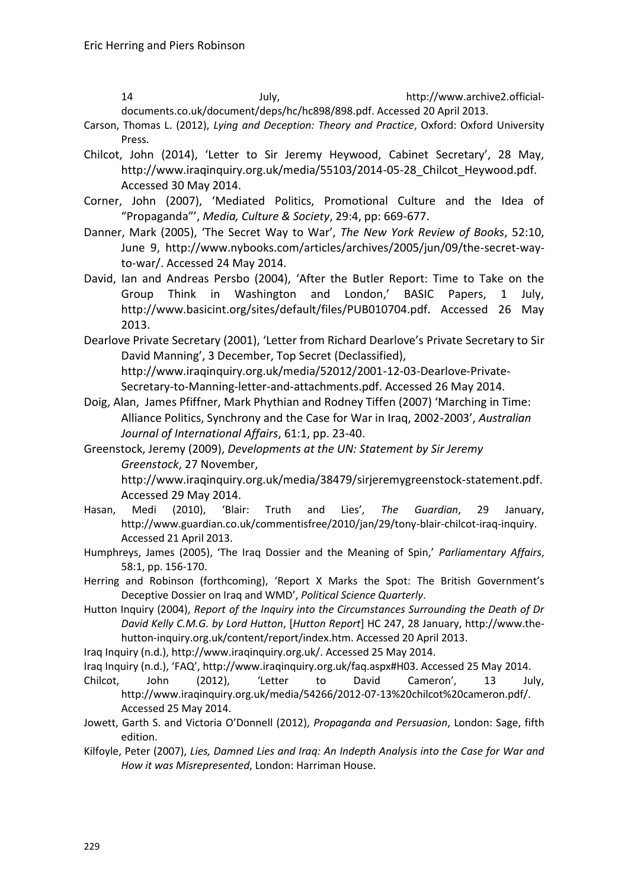14 July, http://www.archive2.official-documents.co.uk/document/deps/hc/hc898/898.pdf. Accessed 20 April 2013.

Carson, Thomas L. (2012), *Lying and Deception: Theory and Practice*, Oxford: Oxford University Press.

Chilcot, John (2014), 'Letter to Sir Jeremy Heywood, Cabinet Secretary', 28 May, http://www.iraqinquiry.org.uk/media/55103/2014-05-28_Chilcot_Heywood.pdf. Accessed 30 May 2014.

Corner, John (2007), 'Mediated Politics, Promotional Culture and the Idea of "Propaganda"', *Media, Culture & Society*, 29:4, pp: 669-677.

Danner, Mark (2005), 'The Secret Way to War', *The New York Review of Books*, 52:10, June 9, http://www.nybooks.com/articles/archives/2005/jun/09/the-secret-way-to-war/. Accessed 24 May 2014.

David, Ian and Andreas Persbo (2004), 'After the Butler Report: Time to Take on the Group Think in Washington and London,' BASIC Papers, 1 July, http://www.basicint.org/sites/default/files/PUB010704.pdf. Accessed 26 May 2013.

Dearlove Private Secretary (2001), 'Letter from Richard Dearlove's Private Secretary to Sir David Manning', 3 December, Top Secret (Declassified), http://www.iraqinquiry.org.uk/media/52012/2001-12-03-Dearlove-Private-Secretary-to-Manning-letter-and-attachments.pdf. Accessed 26 May 2014.

Doig, Alan, James Pfiffner, Mark Phythian and Rodney Tiffen (2007) 'Marching in Time: Alliance Politics, Synchrony and the Case for War in Iraq, 2002-2003', *Australian Journal of International Affairs*, 61:1, pp. 23-40.

Greenstock, Jeremy (2009), *Developments at the UN: Statement by Sir Jeremy Greenstock*, 27 November, http://www.iraqinquiry.org.uk/media/38479/sirjeremygreenstock-statement.pdf. Accessed 29 May 2014.

Hasan, Medi (2010), 'Blair: Truth and Lies', *The Guardian*, 29 January, http://www.guardian.co.uk/commentisfree/2010/jan/29/tony-blair-chilcot-iraq-inquiry. Accessed 21 April 2013.

Humphreys, James (2005), 'The Iraq Dossier and the Meaning of Spin,' *Parliamentary Affairs*, 58:1, pp. 156-170.

Herring and Robinson (forthcoming), 'Report X Marks the Spot: The British Government's Deceptive Dossier on Iraq and WMD', *Political Science Quarterly*.

Hutton Inquiry (2004), *Report of the Inquiry into the Circumstances Surrounding the Death of Dr David Kelly C.M.G. by Lord Hutton*, [*Hutton Report*] HC 247, 28 January, http://www.the-hutton-inquiry.org.uk/content/report/index.htm. Accessed 20 April 2013.

Iraq Inquiry (n.d.), http://www.iraqinquiry.org.uk/. Accessed 25 May 2014.

Iraq Inquiry (n.d.), 'FAQ', http://www.iraqinquiry.org.uk/faq.aspx#H03. Accessed 25 May 2014.

Chilcot, John (2012), 'Letter to David Cameron', 13 July, http://www.iraqinquiry.org.uk/media/54266/2012-07-13%20chilcot%20cameron.pdf/. Accessed 25 May 2014.

Jowett, Garth S. and Victoria O'Donnell (2012), *Propaganda and Persuasion*, London: Sage, fifth edition.

Kilfoyle, Peter (2007), *Lies, Damned Lies and Iraq: An Indepth Analysis into the Case for War and How it was Misrepresented*, London: Harriman House.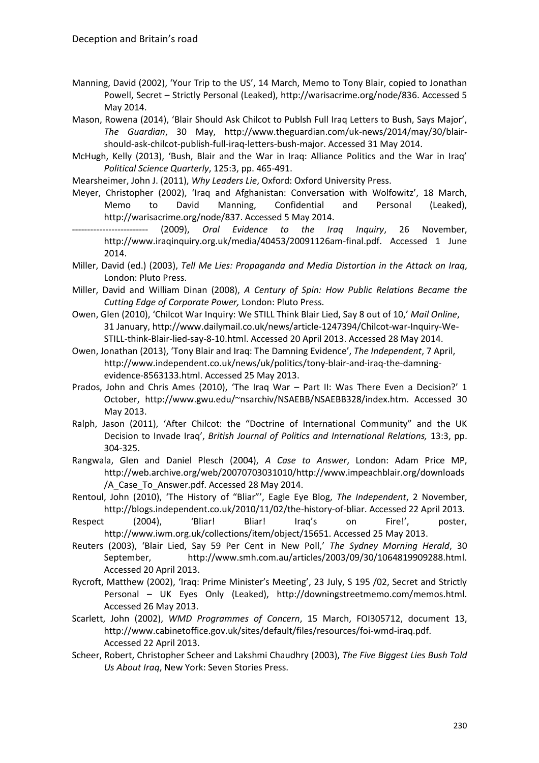Manning, David (2002), 'Your Trip to the US', 14 March, Memo to Tony Blair, copied to Jonathan Powell, Secret – Strictly Personal (Leaked), http://warisacrime.org/node/836. Accessed 5 May 2014.

Mason, Rowena (2014), 'Blair Should Ask Chilcot to Publsh Full Iraq Letters to Bush, Says Major', *The Guardian*, 30 May, http://www.theguardian.com/uk-news/2014/may/30/blair-should-ask-chilcot-publish-full-iraq-letters-bush-major. Accessed 31 May 2014.

McHugh, Kelly (2013), 'Bush, Blair and the War in Iraq: Alliance Politics and the War in Iraq' *Political Science Quarterly*, 125:3, pp. 465-491.

Mearsheimer, John J. (2011), *Why Leaders Lie*, Oxford: Oxford University Press.

Meyer, Christopher (2002), 'Iraq and Afghanistan: Conversation with Wolfowitz', 18 March, Memo to David Manning, Confidential and Personal (Leaked), http://warisacrime.org/node/837. Accessed 5 May 2014.

------------------------- (2009), *Oral Evidence to the Iraq Inquiry*, 26 November, http://www.iraqinquiry.org.uk/media/40453/20091126am-final.pdf. Accessed 1 June 2014.

Miller, David (ed.) (2003), *Tell Me Lies: Propaganda and Media Distortion in the Attack on Iraq*, London: Pluto Press.

Miller, David and William Dinan (2008), *A Century of Spin: How Public Relations Became the Cutting Edge of Corporate Power,* London: Pluto Press.

Owen, Glen (2010), 'Chilcot War Inquiry: We STILL Think Blair Lied, Say 8 out of 10,' *Mail Online*, 31 January, http://www.dailymail.co.uk/news/article-1247394/Chilcot-war-Inquiry-We-STILL-think-Blair-lied-say-8-10.html. Accessed 20 April 2013. Accessed 28 May 2014.

Owen, Jonathan (2013), 'Tony Blair and Iraq: The Damning Evidence', *The Independent*, 7 April, http://www.independent.co.uk/news/uk/politics/tony-blair-and-iraq-the-damning-evidence-8563133.html. Accessed 25 May 2013.

Prados, John and Chris Ames (2010), 'The Iraq War – Part II: Was There Even a Decision?' 1 October, http://www.gwu.edu/~nsarchiv/NSAEBB/NSAEBB328/index.htm. Accessed 30 May 2013.

Ralph, Jason (2011), 'After Chilcot: the "Doctrine of International Community" and the UK Decision to Invade Iraq', *British Journal of Politics and International Relations,* 13:3, pp. 304-325.

Rangwala, Glen and Daniel Plesch (2004), *A Case to Answer*, London: Adam Price MP, http://web.archive.org/web/20070703031010/http://www.impeachblair.org/downloads/A_Case_To_Answer.pdf. Accessed 28 May 2014.

Rentoul, John (2010), 'The History of "Bliar"', Eagle Eye Blog, *The Independent*, 2 November, http://blogs.independent.co.uk/2010/11/02/the-history-of-bliar. Accessed 22 April 2013.

Respect (2004), 'Bliar! Bliar! Iraq's on Fire!', poster, http://www.iwm.org.uk/collections/item/object/15651. Accessed 25 May 2013.

Reuters (2003), 'Blair Lied, Say 59 Per Cent in New Poll,' *The Sydney Morning Herald*, 30 September, http://www.smh.com.au/articles/2003/09/30/1064819909288.html. Accessed 20 April 2013.

Rycroft, Matthew (2002), 'Iraq: Prime Minister's Meeting', 23 July, S 195 /02, Secret and Strictly Personal – UK Eyes Only (Leaked), http://downingstreetmemo.com/memos.html. Accessed 26 May 2013.

Scarlett, John (2002), *WMD Programmes of Concern*, 15 March, FOI305712, document 13, http://www.cabinetoffice.gov.uk/sites/default/files/resources/foi-wmd-iraq.pdf. Accessed 22 April 2013.

Scheer, Robert, Christopher Scheer and Lakshmi Chaudhry (2003), *The Five Biggest Lies Bush Told Us About Iraq*, New York: Seven Stories Press.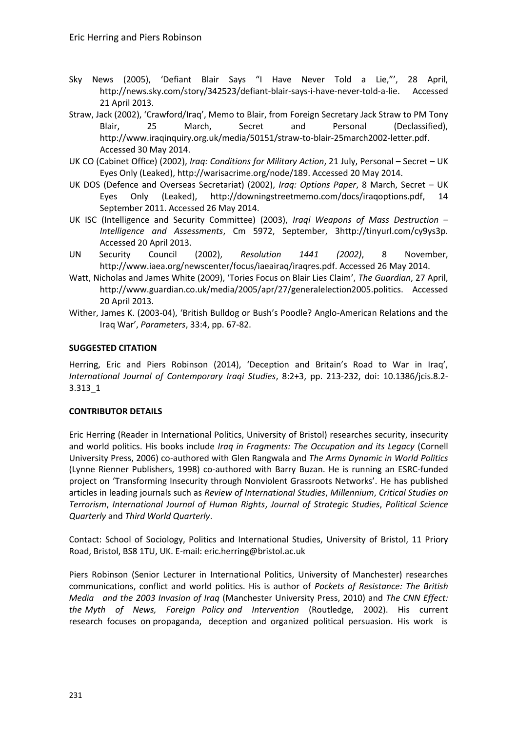Sky News (2005), 'Defiant Blair Says "I Have Never Told a Lie,"', 28 April, http://news.sky.com/story/342523/defiant-blair-says-i-have-never-told-a-lie. Accessed 21 April 2013.

Straw, Jack (2002), 'Crawford/Iraq', Memo to Blair, from Foreign Secretary Jack Straw to PM Tony Blair, 25 March, Secret and Personal (Declassified), http://www.iraqinquiry.org.uk/media/50151/straw-to-blair-25march2002-letter.pdf. Accessed 30 May 2014.

UK CO (Cabinet Office) (2002), *Iraq: Conditions for Military Action*, 21 July, Personal – Secret – UK Eyes Only (Leaked), http://warisacrime.org/node/189. Accessed 20 May 2014.

UK DOS (Defence and Overseas Secretariat) (2002), *Iraq: Options Paper*, 8 March, Secret – UK Eyes Only (Leaked), http://downingstreetmemo.com/docs/iraqoptions.pdf, 14 September 2011. Accessed 26 May 2014.

UK ISC (Intelligence and Security Committee) (2003), *Iraqi Weapons of Mass Destruction – Intelligence and Assessments*, Cm 5972, September, 3http://tinyurl.com/cy9ys3p. Accessed 20 April 2013.

UN Security Council (2002), *Resolution 1441 (2002)*, 8 November, http://www.iaea.org/newscenter/focus/iaeairaq/iraqres.pdf. Accessed 26 May 2014.

Watt, Nicholas and James White (2009), 'Tories Focus on Blair Lies Claim', *The Guardian*, 27 April, http://www.guardian.co.uk/media/2005/apr/27/generalelection2005.politics. Accessed 20 April 2013.

Wither, James K. (2003-04), 'British Bulldog or Bush's Poodle? Anglo-American Relations and the Iraq War', *Parameters*, 33:4, pp. 67-82.

**SUGGESTED CITATION**

Herring, Eric and Piers Robinson (2014), 'Deception and Britain's Road to War in Iraq', *International Journal of Contemporary Iraqi Studies*, 8:2+3, pp. 213-232, doi: 10.1386/jcis.8.2-3.313_1

**CONTRIBUTOR DETAILS**

Eric Herring (Reader in International Politics, University of Bristol) researches security, insecurity and world politics. His books include *Iraq in Fragments: The Occupation and its Legacy* (Cornell University Press, 2006) co-authored with Glen Rangwala and *The Arms Dynamic in World Politics* (Lynne Rienner Publishers, 1998) co-authored with Barry Buzan. He is running an ESRC-funded project on 'Transforming Insecurity through Nonviolent Grassroots Networks'. He has published articles in leading journals such as *Review of International Studies*, *Millennium*, *Critical Studies on Terrorism*, *International Journal of Human Rights*, *Journal of Strategic Studies*, *Political Science Quarterly* and *Third World Quarterly*.

Contact: School of Sociology, Politics and International Studies, University of Bristol, 11 Priory Road, Bristol, BS8 1TU, UK. E-mail: eric.herring@bristol.ac.uk

Piers Robinson (Senior Lecturer in International Politics, University of Manchester) researches communications, conflict and world politics. His is author of *Pockets of Resistance: The British Media and the 2003 Invasion of Iraq* (Manchester University Press, 2010) and *The CNN Effect: the Myth of News, Foreign Policy and Intervention* (Routledge, 2002). His current research focuses on propaganda, deception and organized political persuasion. His work is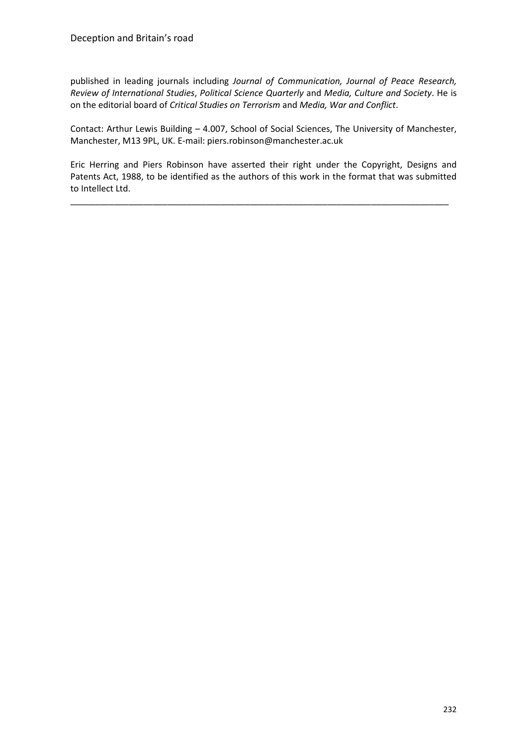published in leading journals including *Journal of Communication, Journal of Peace Research, Review of International Studies*, *Political Science Quarterly* and *Media, Culture and Society*. He is on the editorial board of *Critical Studies on Terrorism* and *Media, War and Conflict*.

Contact: Arthur Lewis Building – 4.007, School of Social Sciences, The University of Manchester, Manchester, M13 9PL, UK. E-mail: piers.robinson@manchester.ac.uk

Eric Herring and Piers Robinson have asserted their right under the Copyright, Designs and Patents Act, 1988, to be identified as the authors of this work in the format that was submitted to Intellect Ltd.

---